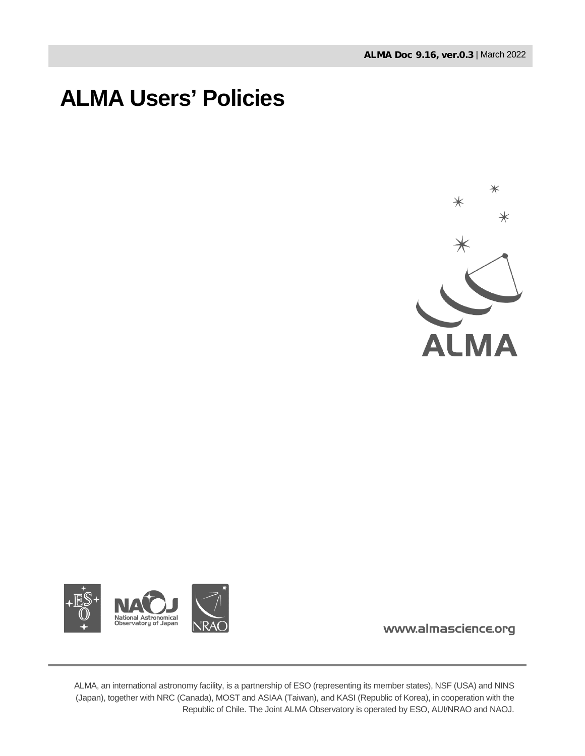**ALMA Doc 9.16, ver.0.3** | March 2022

# ALMA Users' Policies

www.almascience.org

ALMA, an international astronomy facility, is a partnership of ESO (representing its member states), NSF (USA) and NINS (Japan), together with NRC (Canada), MOST and ASIAA (Taiwan), and KASI (Republic of Korea), in cooperation with the Republic of Chile. The Joint ALMA Observatory is operated by ESO, AUI/NRAO and NAOJ.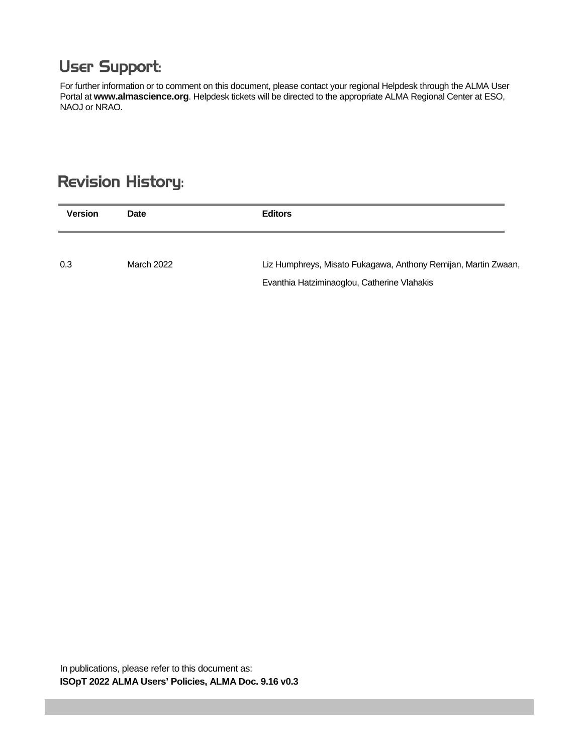## User Support:

For further information or to comment on this document, please contact your regional Helpdesk through the ALMA User Portal at **www.almascience.org**. Helpdesk tickets will be directed to the appropriate ALMA Regional Center at ESO, NAOJ or NRAO.

## Revision History:

| Version | Date | Editors |
| --- | --- | --- |
| 0.3 | March 2022 | Liz Humphreys, Misato Fukagawa, Anthony Remijan, Martin Zwaan, Evanthia Hatziminaoglou, Catherine Vlahakis |

In publications, please refer to this document as:
**ISOpT 2022 ALMA Users' Policies, ALMA Doc. 9.16 v0.3**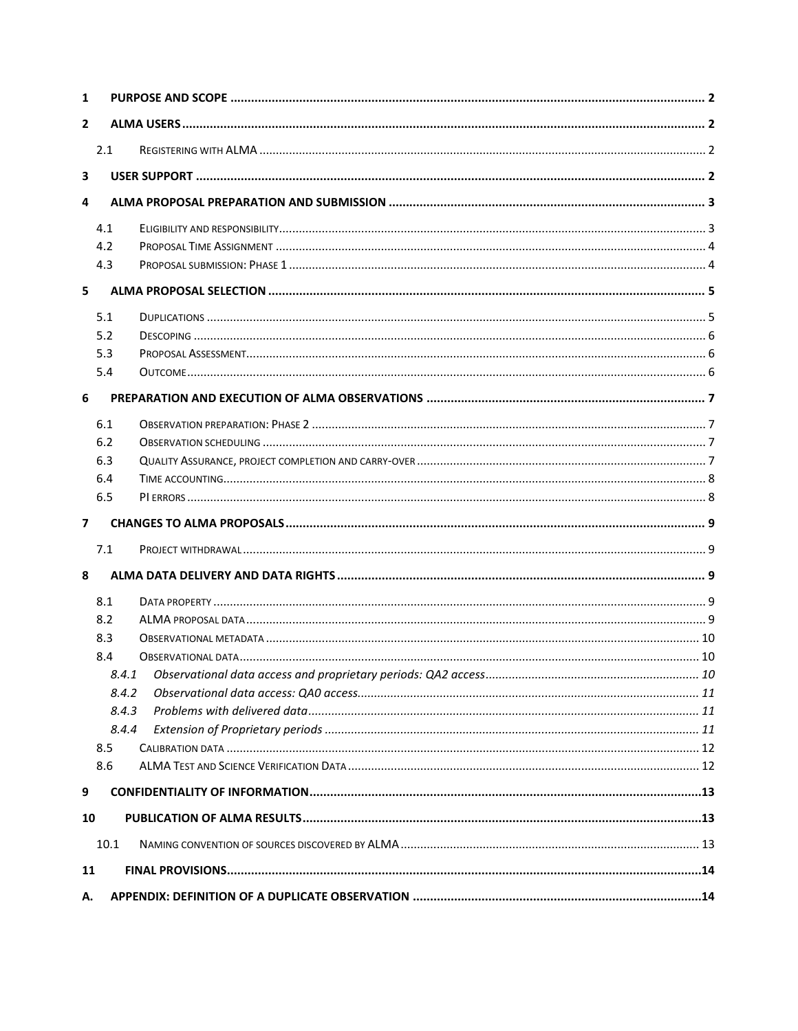1 PURPOSE AND SCOPE ........ 2

2 ALMA USERS ........ 2

- 2.1 REGISTERING WITH ALMA ........ 2

3 USER SUPPORT ........ 2

4 ALMA PROPOSAL PREPARATION AND SUBMISSION ........ 3

- 4.1 ELIGIBILITY AND RESPONSIBILITY ........ 3
- 4.2 PROPOSAL TIME ASSIGNMENT ........ 4
- 4.3 PROPOSAL SUBMISSION: PHASE 1 ........ 4

5 ALMA PROPOSAL SELECTION ........ 5

- 5.1 DUPLICATIONS ........ 5
- 5.2 DESCOPING ........ 6
- 5.3 PROPOSAL ASSESSMENT ........ 6
- 5.4 OUTCOME ........ 6

6 PREPARATION AND EXECUTION OF ALMA OBSERVATIONS ........ 7

- 6.1 OBSERVATION PREPARATION: PHASE 2 ........ 7
- 6.2 OBSERVATION SCHEDULING ........ 7
- 6.3 QUALITY ASSURANCE, PROJECT COMPLETION AND CARRY-OVER ........ 7
- 6.4 TIME ACCOUNTING ........ 8
- 6.5 PI ERRORS ........ 8

7 CHANGES TO ALMA PROPOSALS ........ 9

- 7.1 PROJECT WITHDRAWAL ........ 9

8 ALMA DATA DELIVERY AND DATA RIGHTS ........ 9

- 8.1 DATA PROPERTY ........ 9
- 8.2 ALMA PROPOSAL DATA ........ 9
- 8.3 OBSERVATIONAL METADATA ........ 10
- 8.4 OBSERVATIONAL DATA ........ 10
  - *8.4.1 Observational data access and proprietary periods: QA2 access ........ 10*
  - *8.4.2 Observational data access: QA0 access ........ 11*
  - *8.4.3 Problems with delivered data ........ 11*
  - *8.4.4 Extension of Proprietary periods ........ 11*
- 8.5 CALIBRATION DATA ........ 12
- 8.6 ALMA TEST AND SCIENCE VERIFICATION DATA ........ 12

9 CONFIDENTIALITY OF INFORMATION ........ 13

10 PUBLICATION OF ALMA RESULTS ........ 13

- 10.1 NAMING CONVENTION OF SOURCES DISCOVERED BY ALMA ........ 13

11 FINAL PROVISIONS ........ 14

A. APPENDIX: DEFINITION OF A DUPLICATE OBSERVATION ........ 14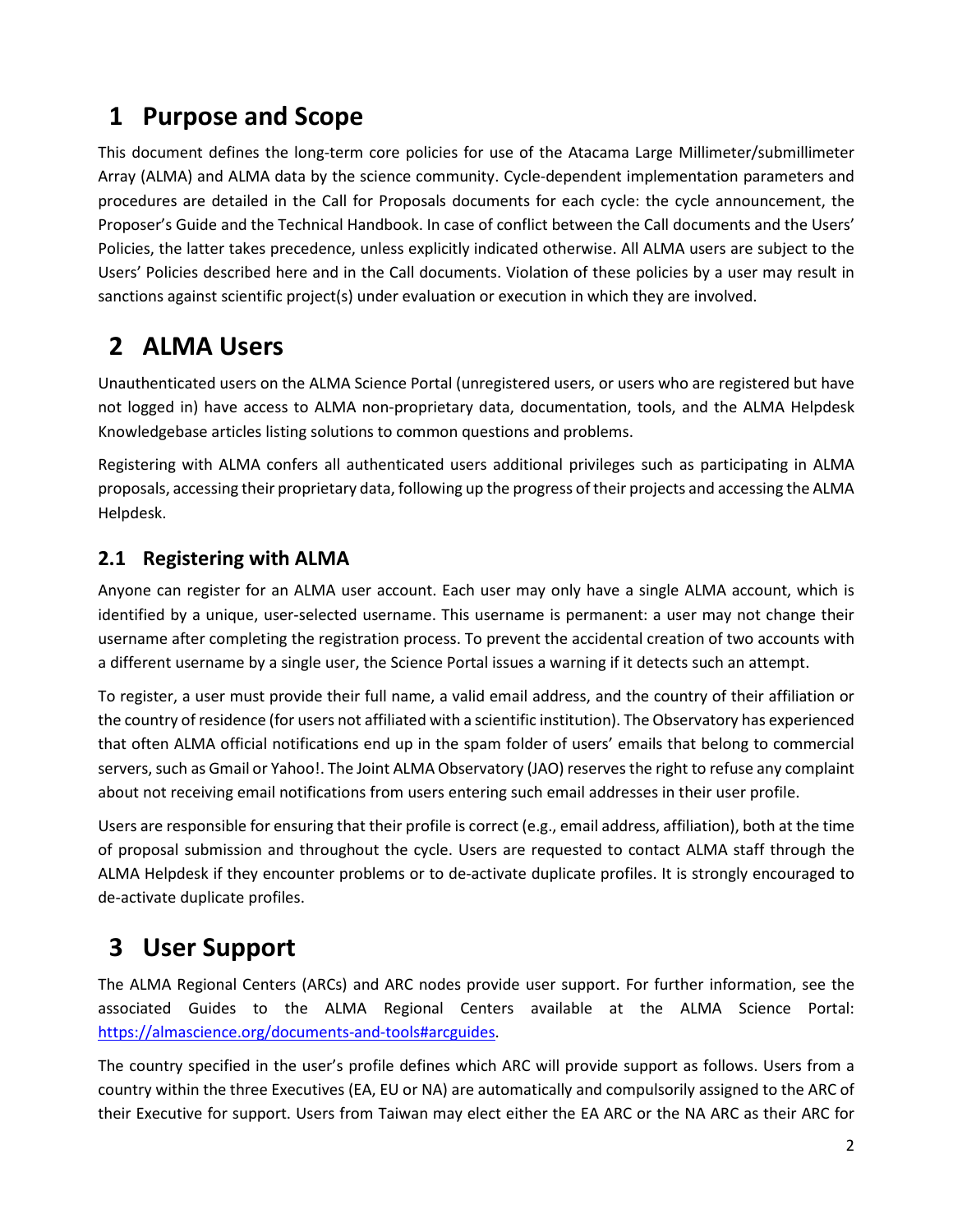# 1 Purpose and Scope

This document defines the long-term core policies for use of the Atacama Large Millimeter/submillimeter Array (ALMA) and ALMA data by the science community. Cycle-dependent implementation parameters and procedures are detailed in the Call for Proposals documents for each cycle: the cycle announcement, the Proposer's Guide and the Technical Handbook. In case of conflict between the Call documents and the Users' Policies, the latter takes precedence, unless explicitly indicated otherwise. All ALMA users are subject to the Users' Policies described here and in the Call documents. Violation of these policies by a user may result in sanctions against scientific project(s) under evaluation or execution in which they are involved.

# 2 ALMA Users

Unauthenticated users on the ALMA Science Portal (unregistered users, or users who are registered but have not logged in) have access to ALMA non-proprietary data, documentation, tools, and the ALMA Helpdesk Knowledgebase articles listing solutions to common questions and problems.

Registering with ALMA confers all authenticated users additional privileges such as participating in ALMA proposals, accessing their proprietary data, following up the progress of their projects and accessing the ALMA Helpdesk.

## 2.1 Registering with ALMA

Anyone can register for an ALMA user account. Each user may only have a single ALMA account, which is identified by a unique, user-selected username. This username is permanent: a user may not change their username after completing the registration process. To prevent the accidental creation of two accounts with a different username by a single user, the Science Portal issues a warning if it detects such an attempt.

To register, a user must provide their full name, a valid email address, and the country of their affiliation or the country of residence (for users not affiliated with a scientific institution). The Observatory has experienced that often ALMA official notifications end up in the spam folder of users' emails that belong to commercial servers, such as Gmail or Yahoo!. The Joint ALMA Observatory (JAO) reserves the right to refuse any complaint about not receiving email notifications from users entering such email addresses in their user profile.

Users are responsible for ensuring that their profile is correct (e.g., email address, affiliation), both at the time of proposal submission and throughout the cycle. Users are requested to contact ALMA staff through the ALMA Helpdesk if they encounter problems or to de-activate duplicate profiles. It is strongly encouraged to de-activate duplicate profiles.

# 3 User Support

The ALMA Regional Centers (ARCs) and ARC nodes provide user support. For further information, see the associated Guides to the ALMA Regional Centers available at the ALMA Science Portal: [https://almascience.org/documents-and-tools#arcguides](https://almascience.org/documents-and-tools#arcguides).

The country specified in the user's profile defines which ARC will provide support as follows. Users from a country within the three Executives (EA, EU or NA) are automatically and compulsorily assigned to the ARC of their Executive for support. Users from Taiwan may elect either the EA ARC or the NA ARC as their ARC for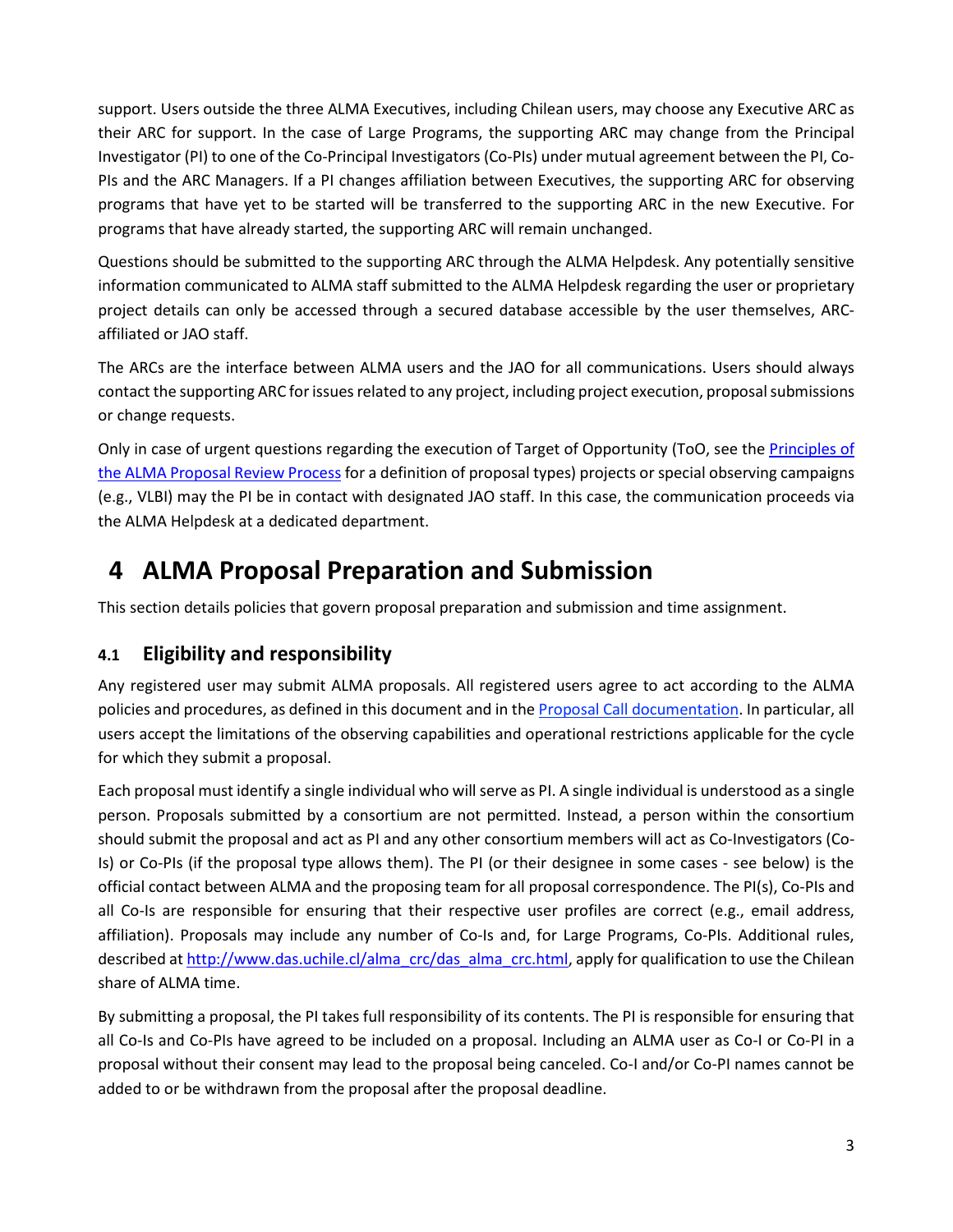support. Users outside the three ALMA Executives, including Chilean users, may choose any Executive ARC as their ARC for support. In the case of Large Programs, the supporting ARC may change from the Principal Investigator (PI) to one of the Co-Principal Investigators (Co-PIs) under mutual agreement between the PI, Co-PIs and the ARC Managers. If a PI changes affiliation between Executives, the supporting ARC for observing programs that have yet to be started will be transferred to the supporting ARC in the new Executive. For programs that have already started, the supporting ARC will remain unchanged.

Questions should be submitted to the supporting ARC through the ALMA Helpdesk. Any potentially sensitive information communicated to ALMA staff submitted to the ALMA Helpdesk regarding the user or proprietary project details can only be accessed through a secured database accessible by the user themselves, ARC-affiliated or JAO staff.

The ARCs are the interface between ALMA users and the JAO for all communications. Users should always contact the supporting ARC for issues related to any project, including project execution, proposal submissions or change requests.

Only in case of urgent questions regarding the execution of Target of Opportunity (ToO, see the [Principles of the ALMA Proposal Review Process] for a definition of proposal types) projects or special observing campaigns (e.g., VLBI) may the PI be in contact with designated JAO staff. In this case, the communication proceeds via the ALMA Helpdesk at a dedicated department.

# 4 ALMA Proposal Preparation and Submission

This section details policies that govern proposal preparation and submission and time assignment.

## 4.1 Eligibility and responsibility

Any registered user may submit ALMA proposals. All registered users agree to act according to the ALMA policies and procedures, as defined in this document and in the [Proposal Call documentation]. In particular, all users accept the limitations of the observing capabilities and operational restrictions applicable for the cycle for which they submit a proposal.

Each proposal must identify a single individual who will serve as PI. A single individual is understood as a single person. Proposals submitted by a consortium are not permitted. Instead, a person within the consortium should submit the proposal and act as PI and any other consortium members will act as Co-Investigators (Co-Is) or Co-PIs (if the proposal type allows them). The PI (or their designee in some cases - see below) is the official contact between ALMA and the proposing team for all proposal correspondence. The PI(s), Co-PIs and all Co-Is are responsible for ensuring that their respective user profiles are correct (e.g., email address, affiliation). Proposals may include any number of Co-Is and, for Large Programs, Co-PIs. Additional rules, described at http://www.das.uchile.cl/alma_crc/das_alma_crc.html, apply for qualification to use the Chilean share of ALMA time.

By submitting a proposal, the PI takes full responsibility of its contents. The PI is responsible for ensuring that all Co-Is and Co-PIs have agreed to be included on a proposal. Including an ALMA user as Co-I or Co-PI in a proposal without their consent may lead to the proposal being canceled. Co-I and/or Co-PI names cannot be added to or be withdrawn from the proposal after the proposal deadline.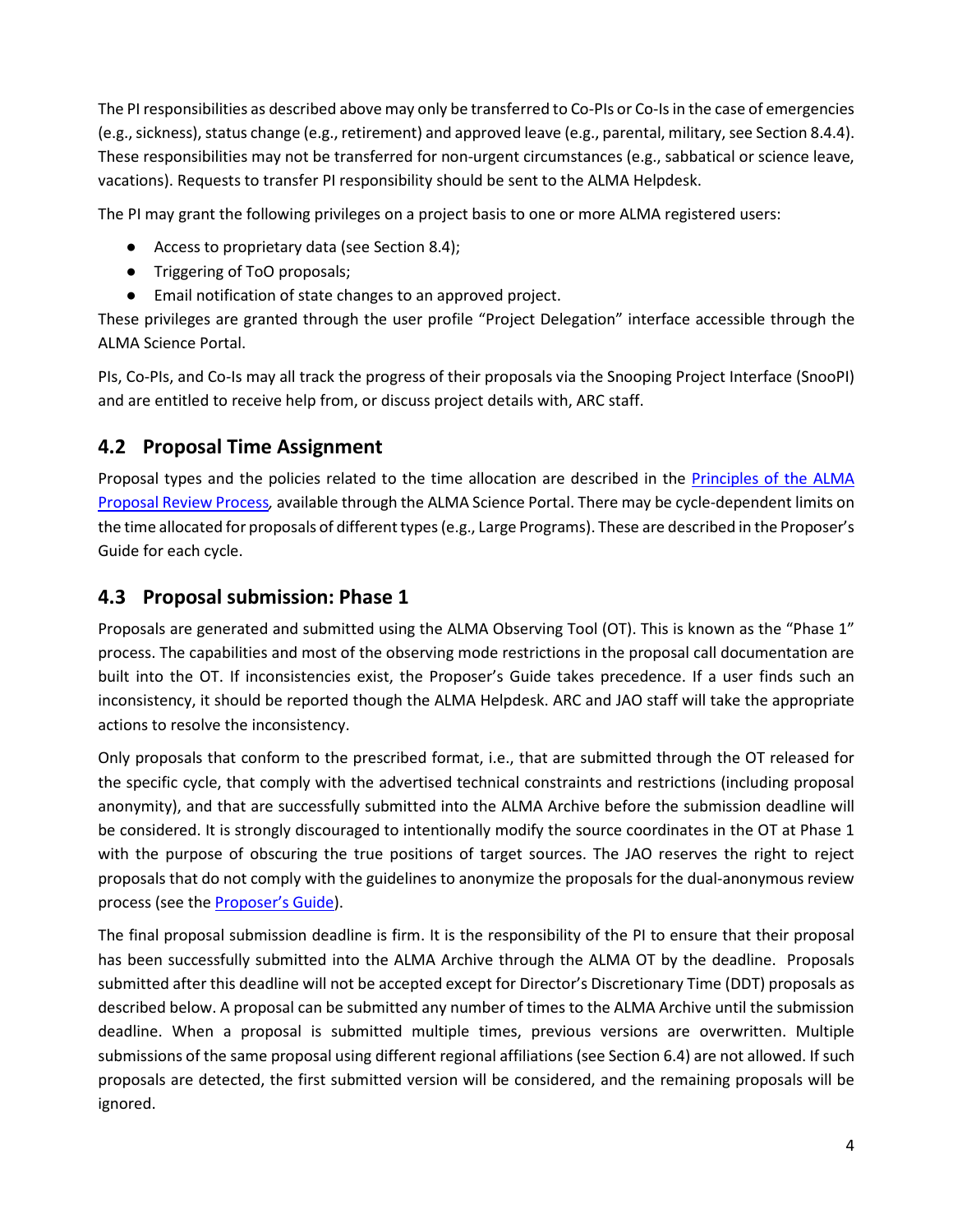The PI responsibilities as described above may only be transferred to Co-PIs or Co-Is in the case of emergencies (e.g., sickness), status change (e.g., retirement) and approved leave (e.g., parental, military, see Section 8.4.4). These responsibilities may not be transferred for non-urgent circumstances (e.g., sabbatical or science leave, vacations). Requests to transfer PI responsibility should be sent to the ALMA Helpdesk.

The PI may grant the following privileges on a project basis to one or more ALMA registered users:

- Access to proprietary data (see Section 8.4);
- Triggering of ToO proposals;
- Email notification of state changes to an approved project.

These privileges are granted through the user profile "Project Delegation" interface accessible through the ALMA Science Portal.

PIs, Co-PIs, and Co-Is may all track the progress of their proposals via the Snooping Project Interface (SnooPI) and are entitled to receive help from, or discuss project details with, ARC staff.

## 4.2 Proposal Time Assignment

Proposal types and the policies related to the time allocation are described in the Principles of the ALMA Proposal Review Process, available through the ALMA Science Portal. There may be cycle-dependent limits on the time allocated for proposals of different types (e.g., Large Programs). These are described in the Proposer's Guide for each cycle.

## 4.3 Proposal submission: Phase 1

Proposals are generated and submitted using the ALMA Observing Tool (OT). This is known as the "Phase 1" process. The capabilities and most of the observing mode restrictions in the proposal call documentation are built into the OT. If inconsistencies exist, the Proposer's Guide takes precedence. If a user finds such an inconsistency, it should be reported though the ALMA Helpdesk. ARC and JAO staff will take the appropriate actions to resolve the inconsistency.

Only proposals that conform to the prescribed format, i.e., that are submitted through the OT released for the specific cycle, that comply with the advertised technical constraints and restrictions (including proposal anonymity), and that are successfully submitted into the ALMA Archive before the submission deadline will be considered. It is strongly discouraged to intentionally modify the source coordinates in the OT at Phase 1 with the purpose of obscuring the true positions of target sources. The JAO reserves the right to reject proposals that do not comply with the guidelines to anonymize the proposals for the dual-anonymous review process (see the Proposer's Guide).

The final proposal submission deadline is firm. It is the responsibility of the PI to ensure that their proposal has been successfully submitted into the ALMA Archive through the ALMA OT by the deadline. Proposals submitted after this deadline will not be accepted except for Director's Discretionary Time (DDT) proposals as described below. A proposal can be submitted any number of times to the ALMA Archive until the submission deadline. When a proposal is submitted multiple times, previous versions are overwritten. Multiple submissions of the same proposal using different regional affiliations (see Section 6.4) are not allowed. If such proposals are detected, the first submitted version will be considered, and the remaining proposals will be ignored.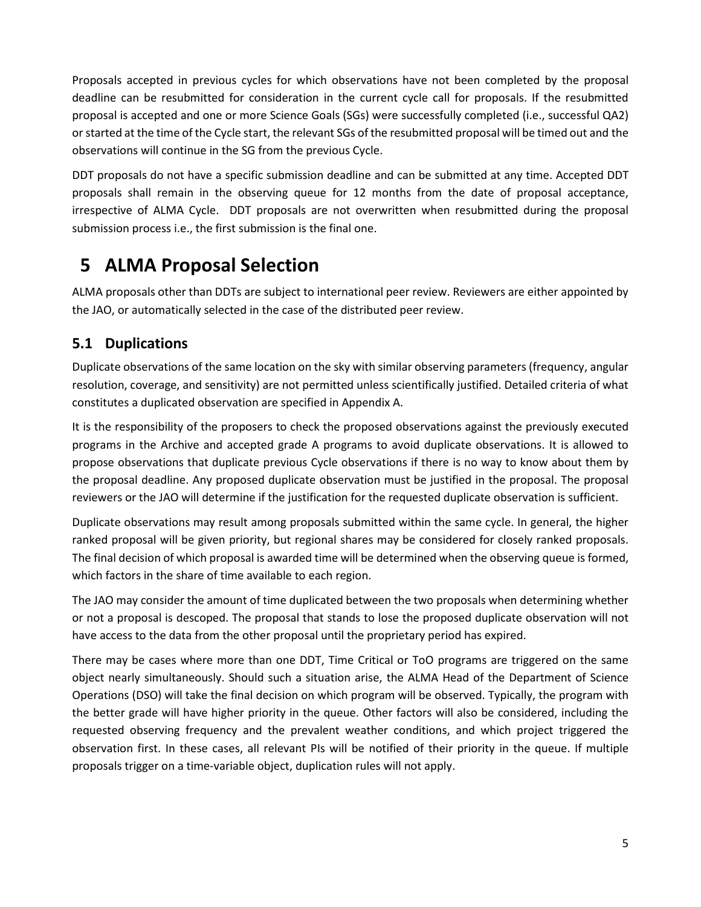Proposals accepted in previous cycles for which observations have not been completed by the proposal deadline can be resubmitted for consideration in the current cycle call for proposals. If the resubmitted proposal is accepted and one or more Science Goals (SGs) were successfully completed (i.e., successful QA2) or started at the time of the Cycle start, the relevant SGs of the resubmitted proposal will be timed out and the observations will continue in the SG from the previous Cycle.

DDT proposals do not have a specific submission deadline and can be submitted at any time. Accepted DDT proposals shall remain in the observing queue for 12 months from the date of proposal acceptance, irrespective of ALMA Cycle. DDT proposals are not overwritten when resubmitted during the proposal submission process i.e., the first submission is the final one.

# 5 ALMA Proposal Selection

ALMA proposals other than DDTs are subject to international peer review. Reviewers are either appointed by the JAO, or automatically selected in the case of the distributed peer review.

## 5.1 Duplications

Duplicate observations of the same location on the sky with similar observing parameters (frequency, angular resolution, coverage, and sensitivity) are not permitted unless scientifically justified. Detailed criteria of what constitutes a duplicated observation are specified in Appendix A.

It is the responsibility of the proposers to check the proposed observations against the previously executed programs in the Archive and accepted grade A programs to avoid duplicate observations. It is allowed to propose observations that duplicate previous Cycle observations if there is no way to know about them by the proposal deadline. Any proposed duplicate observation must be justified in the proposal. The proposal reviewers or the JAO will determine if the justification for the requested duplicate observation is sufficient.

Duplicate observations may result among proposals submitted within the same cycle. In general, the higher ranked proposal will be given priority, but regional shares may be considered for closely ranked proposals. The final decision of which proposal is awarded time will be determined when the observing queue is formed, which factors in the share of time available to each region.

The JAO may consider the amount of time duplicated between the two proposals when determining whether or not a proposal is descoped. The proposal that stands to lose the proposed duplicate observation will not have access to the data from the other proposal until the proprietary period has expired.

There may be cases where more than one DDT, Time Critical or ToO programs are triggered on the same object nearly simultaneously. Should such a situation arise, the ALMA Head of the Department of Science Operations (DSO) will take the final decision on which program will be observed. Typically, the program with the better grade will have higher priority in the queue. Other factors will also be considered, including the requested observing frequency and the prevalent weather conditions, and which project triggered the observation first. In these cases, all relevant PIs will be notified of their priority in the queue. If multiple proposals trigger on a time-variable object, duplication rules will not apply.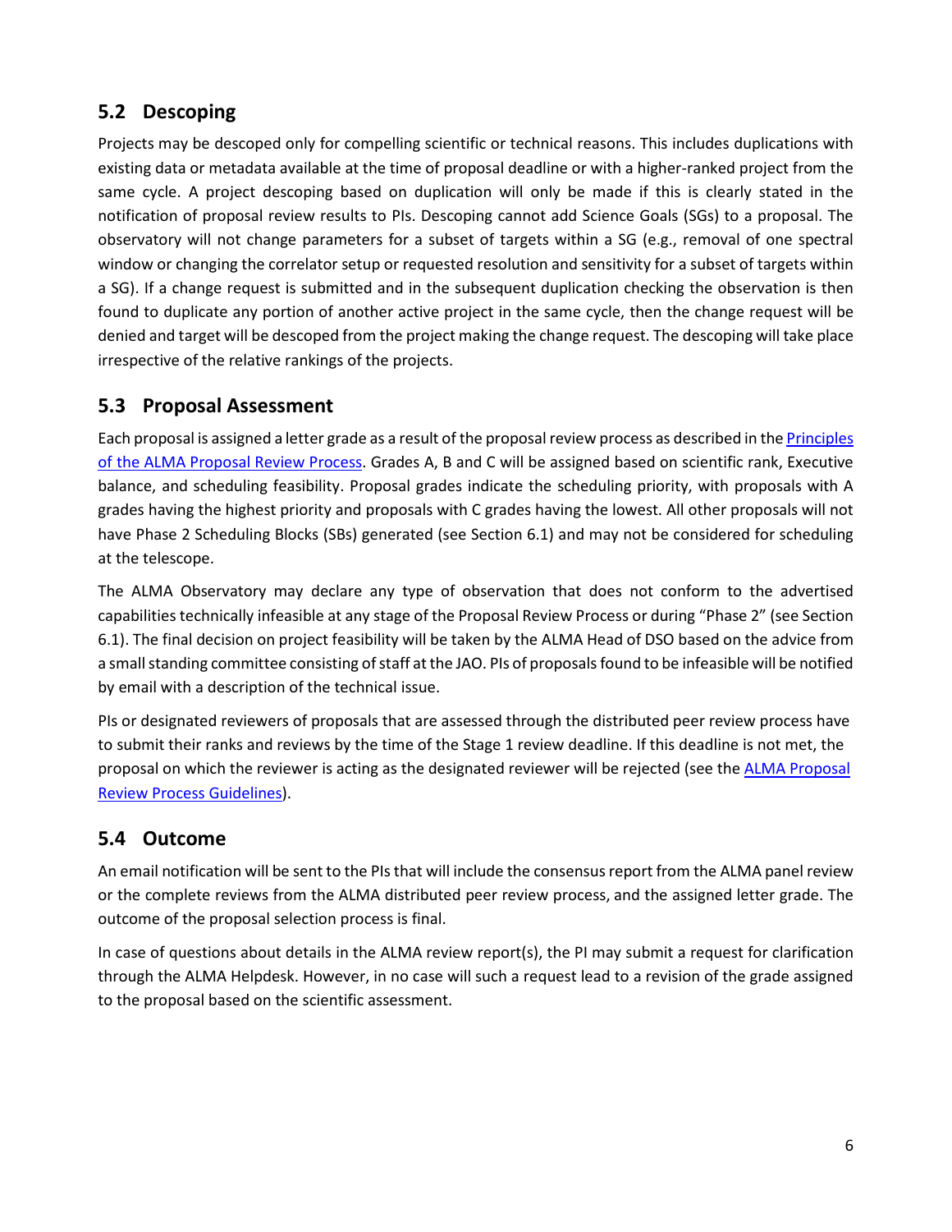## 5.2 Descoping

Projects may be descoped only for compelling scientific or technical reasons. This includes duplications with existing data or metadata available at the time of proposal deadline or with a higher-ranked project from the same cycle. A project descoping based on duplication will only be made if this is clearly stated in the notification of proposal review results to PIs. Descoping cannot add Science Goals (SGs) to a proposal. The observatory will not change parameters for a subset of targets within a SG (e.g., removal of one spectral window or changing the correlator setup or requested resolution and sensitivity for a subset of targets within a SG). If a change request is submitted and in the subsequent duplication checking the observation is then found to duplicate any portion of another active project in the same cycle, then the change request will be denied and target will be descoped from the project making the change request. The descoping will take place irrespective of the relative rankings of the projects.

## 5.3 Proposal Assessment

Each proposal is assigned a letter grade as a result of the proposal review process as described in the [Principles of the ALMA Proposal Review Process](). Grades A, B and C will be assigned based on scientific rank, Executive balance, and scheduling feasibility. Proposal grades indicate the scheduling priority, with proposals with A grades having the highest priority and proposals with C grades having the lowest. All other proposals will not have Phase 2 Scheduling Blocks (SBs) generated (see Section 6.1) and may not be considered for scheduling at the telescope.

The ALMA Observatory may declare any type of observation that does not conform to the advertised capabilities technically infeasible at any stage of the Proposal Review Process or during "Phase 2" (see Section 6.1). The final decision on project feasibility will be taken by the ALMA Head of DSO based on the advice from a small standing committee consisting of staff at the JAO. PIs of proposals found to be infeasible will be notified by email with a description of the technical issue.

PIs or designated reviewers of proposals that are assessed through the distributed peer review process have to submit their ranks and reviews by the time of the Stage 1 review deadline. If this deadline is not met, the proposal on which the reviewer is acting as the designated reviewer will be rejected (see the [ALMA Proposal Review Process Guidelines]()).

## 5.4 Outcome

An email notification will be sent to the PIs that will include the consensus report from the ALMA panel review or the complete reviews from the ALMA distributed peer review process, and the assigned letter grade. The outcome of the proposal selection process is final.

In case of questions about details in the ALMA review report(s), the PI may submit a request for clarification through the ALMA Helpdesk. However, in no case will such a request lead to a revision of the grade assigned to the proposal based on the scientific assessment.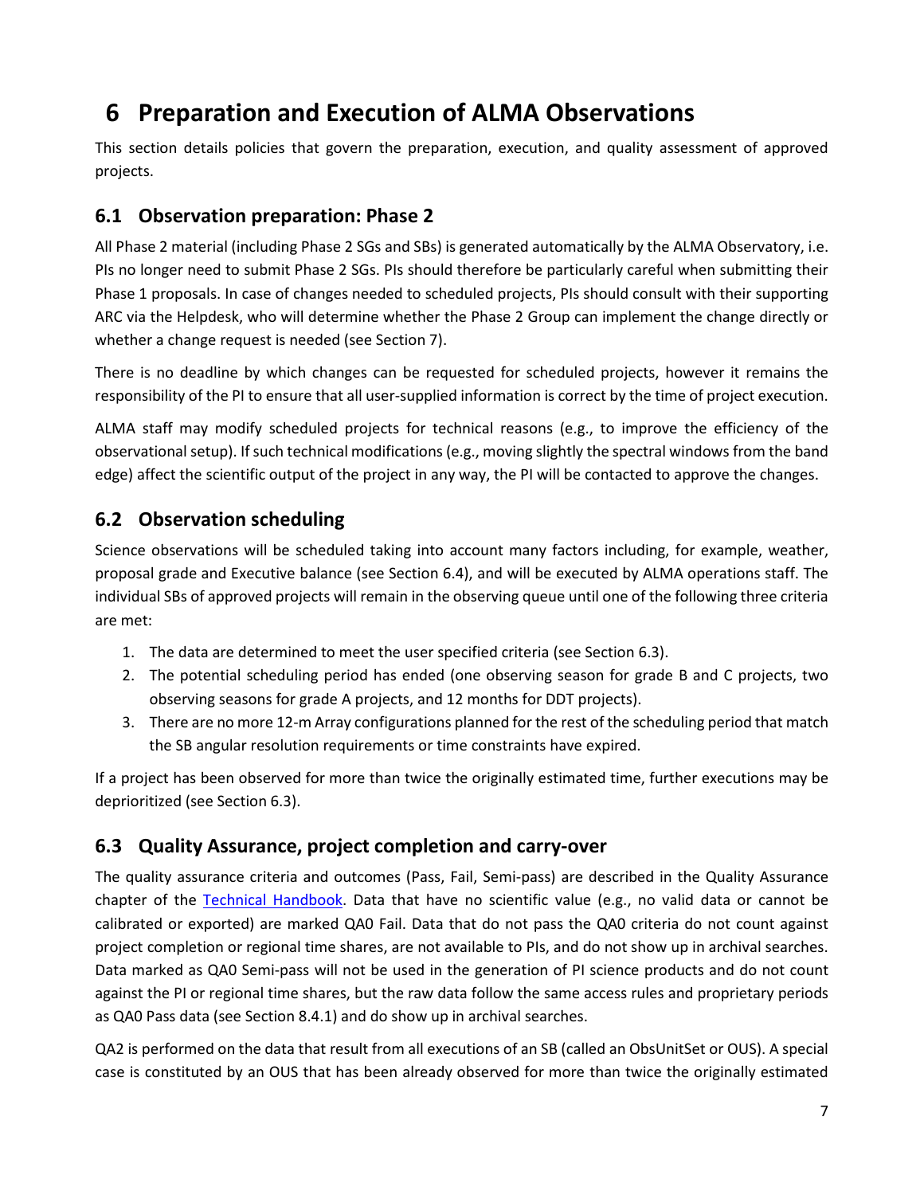# 6 Preparation and Execution of ALMA Observations

This section details policies that govern the preparation, execution, and quality assessment of approved projects.

## 6.1 Observation preparation: Phase 2

All Phase 2 material (including Phase 2 SGs and SBs) is generated automatically by the ALMA Observatory, i.e. PIs no longer need to submit Phase 2 SGs. PIs should therefore be particularly careful when submitting their Phase 1 proposals. In case of changes needed to scheduled projects, PIs should consult with their supporting ARC via the Helpdesk, who will determine whether the Phase 2 Group can implement the change directly or whether a change request is needed (see Section 7).

There is no deadline by which changes can be requested for scheduled projects, however it remains the responsibility of the PI to ensure that all user-supplied information is correct by the time of project execution.

ALMA staff may modify scheduled projects for technical reasons (e.g., to improve the efficiency of the observational setup). If such technical modifications (e.g., moving slightly the spectral windows from the band edge) affect the scientific output of the project in any way, the PI will be contacted to approve the changes.

## 6.2 Observation scheduling

Science observations will be scheduled taking into account many factors including, for example, weather, proposal grade and Executive balance (see Section 6.4), and will be executed by ALMA operations staff. The individual SBs of approved projects will remain in the observing queue until one of the following three criteria are met:

1. The data are determined to meet the user specified criteria (see Section 6.3).
2. The potential scheduling period has ended (one observing season for grade B and C projects, two observing seasons for grade A projects, and 12 months for DDT projects).
3. There are no more 12-m Array configurations planned for the rest of the scheduling period that match the SB angular resolution requirements or time constraints have expired.

If a project has been observed for more than twice the originally estimated time, further executions may be deprioritized (see Section 6.3).

## 6.3 Quality Assurance, project completion and carry-over

The quality assurance criteria and outcomes (Pass, Fail, Semi-pass) are described in the Quality Assurance chapter of the Technical Handbook. Data that have no scientific value (e.g., no valid data or cannot be calibrated or exported) are marked QA0 Fail. Data that do not pass the QA0 criteria do not count against project completion or regional time shares, are not available to PIs, and do not show up in archival searches. Data marked as QA0 Semi-pass will not be used in the generation of PI science products and do not count against the PI or regional time shares, but the raw data follow the same access rules and proprietary periods as QA0 Pass data (see Section 8.4.1) and do show up in archival searches.

QA2 is performed on the data that result from all executions of an SB (called an ObsUnitSet or OUS). A special case is constituted by an OUS that has been already observed for more than twice the originally estimated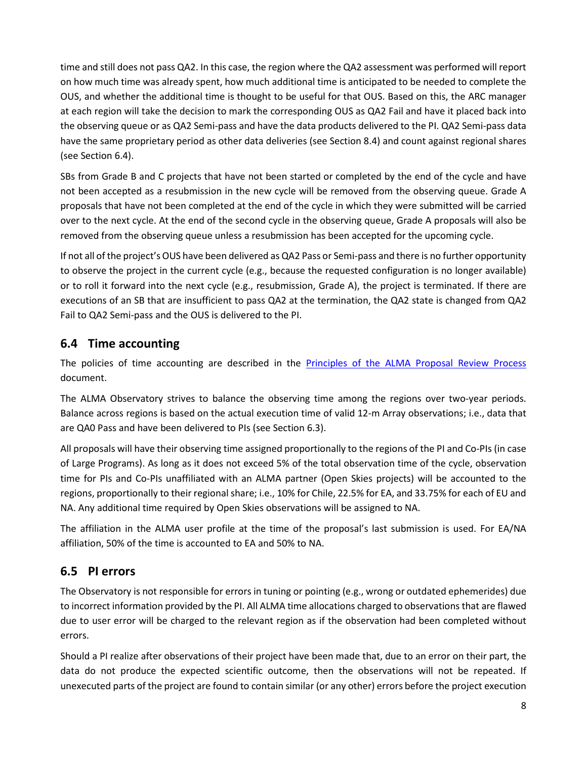time and still does not pass QA2. In this case, the region where the QA2 assessment was performed will report on how much time was already spent, how much additional time is anticipated to be needed to complete the OUS, and whether the additional time is thought to be useful for that OUS. Based on this, the ARC manager at each region will take the decision to mark the corresponding OUS as QA2 Fail and have it placed back into the observing queue or as QA2 Semi-pass and have the data products delivered to the PI. QA2 Semi-pass data have the same proprietary period as other data deliveries (see Section 8.4) and count against regional shares (see Section 6.4).

SBs from Grade B and C projects that have not been started or completed by the end of the cycle and have not been accepted as a resubmission in the new cycle will be removed from the observing queue. Grade A proposals that have not been completed at the end of the cycle in which they were submitted will be carried over to the next cycle. At the end of the second cycle in the observing queue, Grade A proposals will also be removed from the observing queue unless a resubmission has been accepted for the upcoming cycle.

If not all of the project's OUS have been delivered as QA2 Pass or Semi-pass and there is no further opportunity to observe the project in the current cycle (e.g., because the requested configuration is no longer available) or to roll it forward into the next cycle (e.g., resubmission, Grade A), the project is terminated. If there are executions of an SB that are insufficient to pass QA2 at the termination, the QA2 state is changed from QA2 Fail to QA2 Semi-pass and the OUS is delivered to the PI.

## 6.4 Time accounting

The policies of time accounting are described in the Principles of the ALMA Proposal Review Process document.

The ALMA Observatory strives to balance the observing time among the regions over two-year periods. Balance across regions is based on the actual execution time of valid 12-m Array observations; i.e., data that are QA0 Pass and have been delivered to PIs (see Section 6.3).

All proposals will have their observing time assigned proportionally to the regions of the PI and Co-PIs (in case of Large Programs). As long as it does not exceed 5% of the total observation time of the cycle, observation time for PIs and Co-PIs unaffiliated with an ALMA partner (Open Skies projects) will be accounted to the regions, proportionally to their regional share; i.e., 10% for Chile, 22.5% for EA, and 33.75% for each of EU and NA. Any additional time required by Open Skies observations will be assigned to NA.

The affiliation in the ALMA user profile at the time of the proposal's last submission is used. For EA/NA affiliation, 50% of the time is accounted to EA and 50% to NA.

## 6.5 PI errors

The Observatory is not responsible for errors in tuning or pointing (e.g., wrong or outdated ephemerides) due to incorrect information provided by the PI. All ALMA time allocations charged to observations that are flawed due to user error will be charged to the relevant region as if the observation had been completed without errors.

Should a PI realize after observations of their project have been made that, due to an error on their part, the data do not produce the expected scientific outcome, then the observations will not be repeated. If unexecuted parts of the project are found to contain similar (or any other) errors before the project execution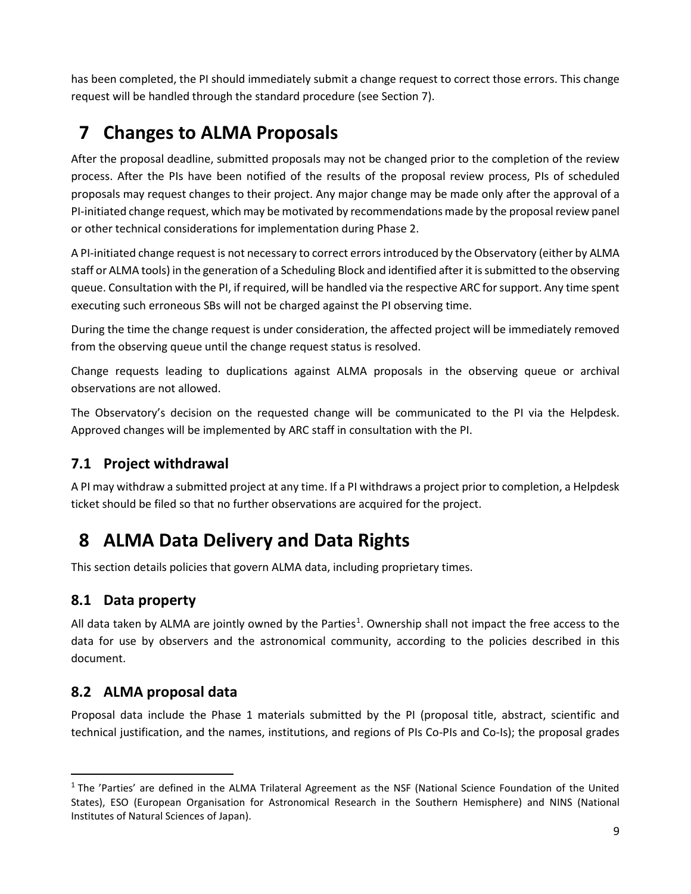has been completed, the PI should immediately submit a change request to correct those errors. This change request will be handled through the standard procedure (see Section 7).

# 7 Changes to ALMA Proposals

After the proposal deadline, submitted proposals may not be changed prior to the completion of the review process. After the PIs have been notified of the results of the proposal review process, PIs of scheduled proposals may request changes to their project. Any major change may be made only after the approval of a PI-initiated change request, which may be motivated by recommendations made by the proposal review panel or other technical considerations for implementation during Phase 2.

A PI-initiated change request is not necessary to correct errors introduced by the Observatory (either by ALMA staff or ALMA tools) in the generation of a Scheduling Block and identified after it is submitted to the observing queue. Consultation with the PI, if required, will be handled via the respective ARC for support. Any time spent executing such erroneous SBs will not be charged against the PI observing time.

During the time the change request is under consideration, the affected project will be immediately removed from the observing queue until the change request status is resolved.

Change requests leading to duplications against ALMA proposals in the observing queue or archival observations are not allowed.

The Observatory's decision on the requested change will be communicated to the PI via the Helpdesk. Approved changes will be implemented by ARC staff in consultation with the PI.

## 7.1 Project withdrawal

A PI may withdraw a submitted project at any time. If a PI withdraws a project prior to completion, a Helpdesk ticket should be filed so that no further observations are acquired for the project.

# 8 ALMA Data Delivery and Data Rights

This section details policies that govern ALMA data, including proprietary times.

## 8.1 Data property

All data taken by ALMA are jointly owned by the Parties[1]. Ownership shall not impact the free access to the data for use by observers and the astronomical community, according to the policies described in this document.

## 8.2 ALMA proposal data

Proposal data include the Phase 1 materials submitted by the PI (proposal title, abstract, scientific and technical justification, and the names, institutions, and regions of PIs Co-PIs and Co-Is); the proposal grades

[1] The 'Parties' are defined in the ALMA Trilateral Agreement as the NSF (National Science Foundation of the United States), ESO (European Organisation for Astronomical Research in the Southern Hemisphere) and NINS (National Institutes of Natural Sciences of Japan).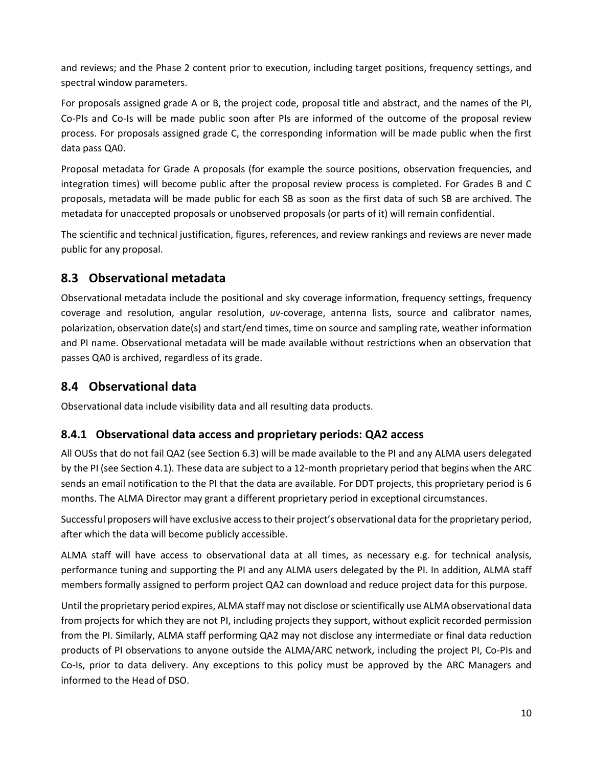and reviews; and the Phase 2 content prior to execution, including target positions, frequency settings, and spectral window parameters.

For proposals assigned grade A or B, the project code, proposal title and abstract, and the names of the PI, Co-PIs and Co-Is will be made public soon after PIs are informed of the outcome of the proposal review process. For proposals assigned grade C, the corresponding information will be made public when the first data pass QA0.

Proposal metadata for Grade A proposals (for example the source positions, observation frequencies, and integration times) will become public after the proposal review process is completed. For Grades B and C proposals, metadata will be made public for each SB as soon as the first data of such SB are archived. The metadata for unaccepted proposals or unobserved proposals (or parts of it) will remain confidential.

The scientific and technical justification, figures, references, and review rankings and reviews are never made public for any proposal.

## 8.3 Observational metadata

Observational metadata include the positional and sky coverage information, frequency settings, frequency coverage and resolution, angular resolution, *uv*-coverage, antenna lists, source and calibrator names, polarization, observation date(s) and start/end times, time on source and sampling rate, weather information and PI name. Observational metadata will be made available without restrictions when an observation that passes QA0 is archived, regardless of its grade.

## 8.4 Observational data

Observational data include visibility data and all resulting data products.

### 8.4.1 Observational data access and proprietary periods: QA2 access

All OUSs that do not fail QA2 (see Section 6.3) will be made available to the PI and any ALMA users delegated by the PI (see Section 4.1). These data are subject to a 12-month proprietary period that begins when the ARC sends an email notification to the PI that the data are available. For DDT projects, this proprietary period is 6 months. The ALMA Director may grant a different proprietary period in exceptional circumstances.

Successful proposers will have exclusive access to their project's observational data for the proprietary period, after which the data will become publicly accessible.

ALMA staff will have access to observational data at all times, as necessary e.g. for technical analysis, performance tuning and supporting the PI and any ALMA users delegated by the PI. In addition, ALMA staff members formally assigned to perform project QA2 can download and reduce project data for this purpose.

Until the proprietary period expires, ALMA staff may not disclose or scientifically use ALMA observational data from projects for which they are not PI, including projects they support, without explicit recorded permission from the PI. Similarly, ALMA staff performing QA2 may not disclose any intermediate or final data reduction products of PI observations to anyone outside the ALMA/ARC network, including the project PI, Co-PIs and Co-Is, prior to data delivery. Any exceptions to this policy must be approved by the ARC Managers and informed to the Head of DSO.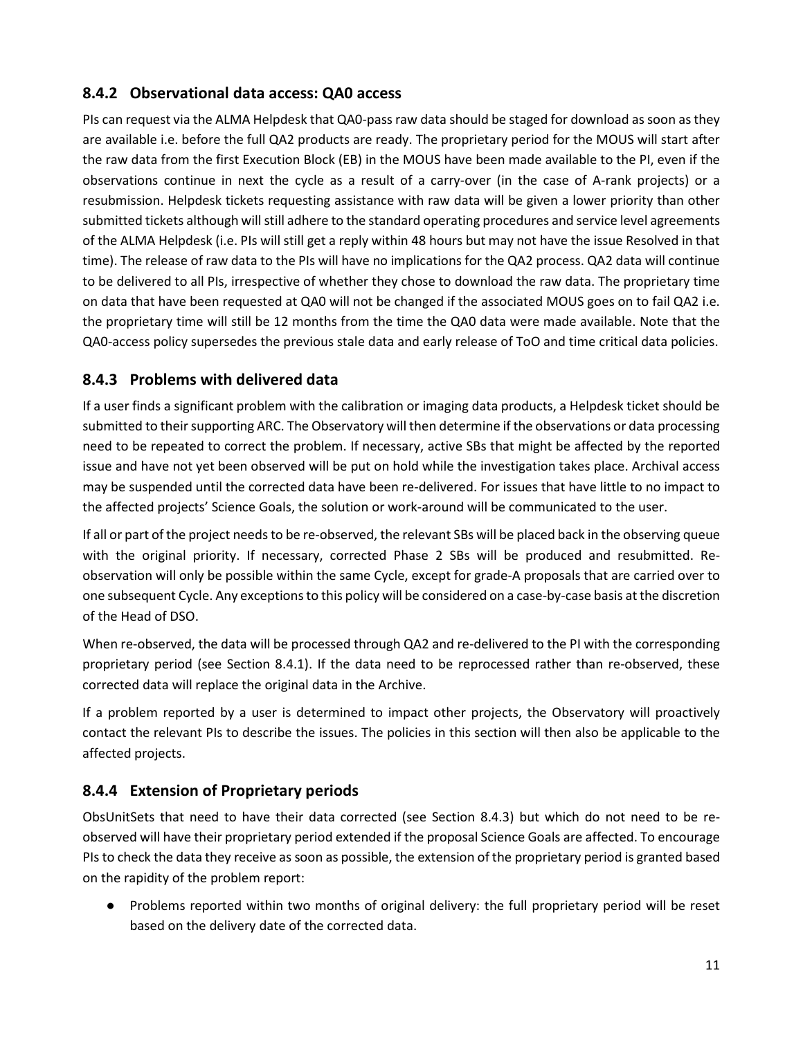### 8.4.2 Observational data access: QA0 access

PIs can request via the ALMA Helpdesk that QA0-pass raw data should be staged for download as soon as they are available i.e. before the full QA2 products are ready. The proprietary period for the MOUS will start after the raw data from the first Execution Block (EB) in the MOUS have been made available to the PI, even if the observations continue in next the cycle as a result of a carry-over (in the case of A-rank projects) or a resubmission. Helpdesk tickets requesting assistance with raw data will be given a lower priority than other submitted tickets although will still adhere to the standard operating procedures and service level agreements of the ALMA Helpdesk (i.e. PIs will still get a reply within 48 hours but may not have the issue Resolved in that time). The release of raw data to the PIs will have no implications for the QA2 process. QA2 data will continue to be delivered to all PIs, irrespective of whether they chose to download the raw data. The proprietary time on data that have been requested at QA0 will not be changed if the associated MOUS goes on to fail QA2 i.e. the proprietary time will still be 12 months from the time the QA0 data were made available. Note that the QA0-access policy supersedes the previous stale data and early release of ToO and time critical data policies.

### 8.4.3 Problems with delivered data

If a user finds a significant problem with the calibration or imaging data products, a Helpdesk ticket should be submitted to their supporting ARC. The Observatory will then determine if the observations or data processing need to be repeated to correct the problem. If necessary, active SBs that might be affected by the reported issue and have not yet been observed will be put on hold while the investigation takes place. Archival access may be suspended until the corrected data have been re-delivered. For issues that have little to no impact to the affected projects' Science Goals, the solution or work-around will be communicated to the user.

If all or part of the project needs to be re-observed, the relevant SBs will be placed back in the observing queue with the original priority. If necessary, corrected Phase 2 SBs will be produced and resubmitted. Re-observation will only be possible within the same Cycle, except for grade-A proposals that are carried over to one subsequent Cycle. Any exceptions to this policy will be considered on a case-by-case basis at the discretion of the Head of DSO.

When re-observed, the data will be processed through QA2 and re-delivered to the PI with the corresponding proprietary period (see Section 8.4.1). If the data need to be reprocessed rather than re-observed, these corrected data will replace the original data in the Archive.

If a problem reported by a user is determined to impact other projects, the Observatory will proactively contact the relevant PIs to describe the issues. The policies in this section will then also be applicable to the affected projects.

### 8.4.4 Extension of Proprietary periods

ObsUnitSets that need to have their data corrected (see Section 8.4.3) but which do not need to be re-observed will have their proprietary period extended if the proposal Science Goals are affected. To encourage PIs to check the data they receive as soon as possible, the extension of the proprietary period is granted based on the rapidity of the problem report:

- Problems reported within two months of original delivery: the full proprietary period will be reset based on the delivery date of the corrected data.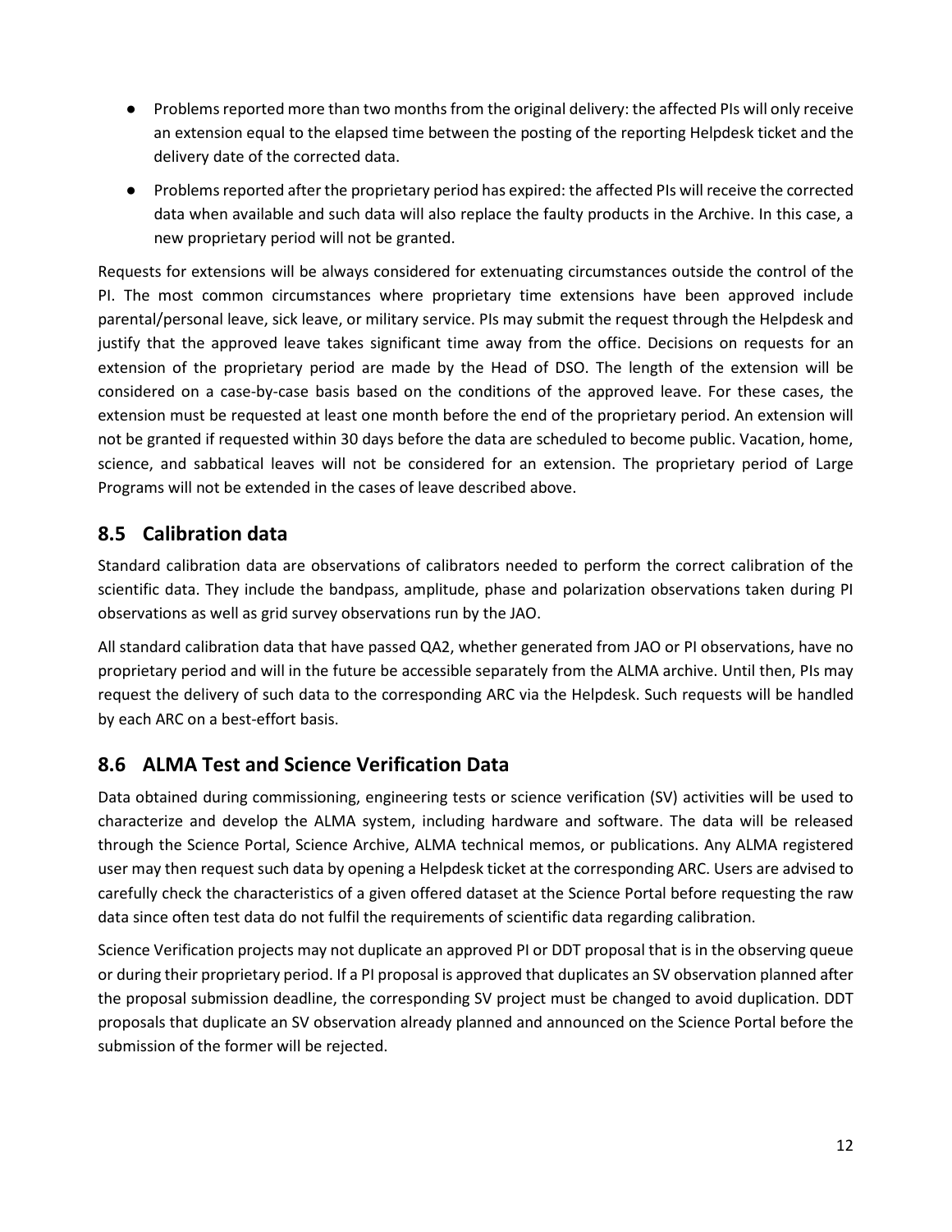- Problems reported more than two months from the original delivery: the affected PIs will only receive an extension equal to the elapsed time between the posting of the reporting Helpdesk ticket and the delivery date of the corrected data.
- Problems reported after the proprietary period has expired: the affected PIs will receive the corrected data when available and such data will also replace the faulty products in the Archive. In this case, a new proprietary period will not be granted.

Requests for extensions will be always considered for extenuating circumstances outside the control of the PI. The most common circumstances where proprietary time extensions have been approved include parental/personal leave, sick leave, or military service. PIs may submit the request through the Helpdesk and justify that the approved leave takes significant time away from the office. Decisions on requests for an extension of the proprietary period are made by the Head of DSO. The length of the extension will be considered on a case-by-case basis based on the conditions of the approved leave. For these cases, the extension must be requested at least one month before the end of the proprietary period. An extension will not be granted if requested within 30 days before the data are scheduled to become public. Vacation, home, science, and sabbatical leaves will not be considered for an extension. The proprietary period of Large Programs will not be extended in the cases of leave described above.

## 8.5 Calibration data

Standard calibration data are observations of calibrators needed to perform the correct calibration of the scientific data. They include the bandpass, amplitude, phase and polarization observations taken during PI observations as well as grid survey observations run by the JAO.

All standard calibration data that have passed QA2, whether generated from JAO or PI observations, have no proprietary period and will in the future be accessible separately from the ALMA archive. Until then, PIs may request the delivery of such data to the corresponding ARC via the Helpdesk. Such requests will be handled by each ARC on a best-effort basis.

## 8.6 ALMA Test and Science Verification Data

Data obtained during commissioning, engineering tests or science verification (SV) activities will be used to characterize and develop the ALMA system, including hardware and software. The data will be released through the Science Portal, Science Archive, ALMA technical memos, or publications. Any ALMA registered user may then request such data by opening a Helpdesk ticket at the corresponding ARC. Users are advised to carefully check the characteristics of a given offered dataset at the Science Portal before requesting the raw data since often test data do not fulfil the requirements of scientific data regarding calibration.

Science Verification projects may not duplicate an approved PI or DDT proposal that is in the observing queue or during their proprietary period. If a PI proposal is approved that duplicates an SV observation planned after the proposal submission deadline, the corresponding SV project must be changed to avoid duplication. DDT proposals that duplicate an SV observation already planned and announced on the Science Portal before the submission of the former will be rejected.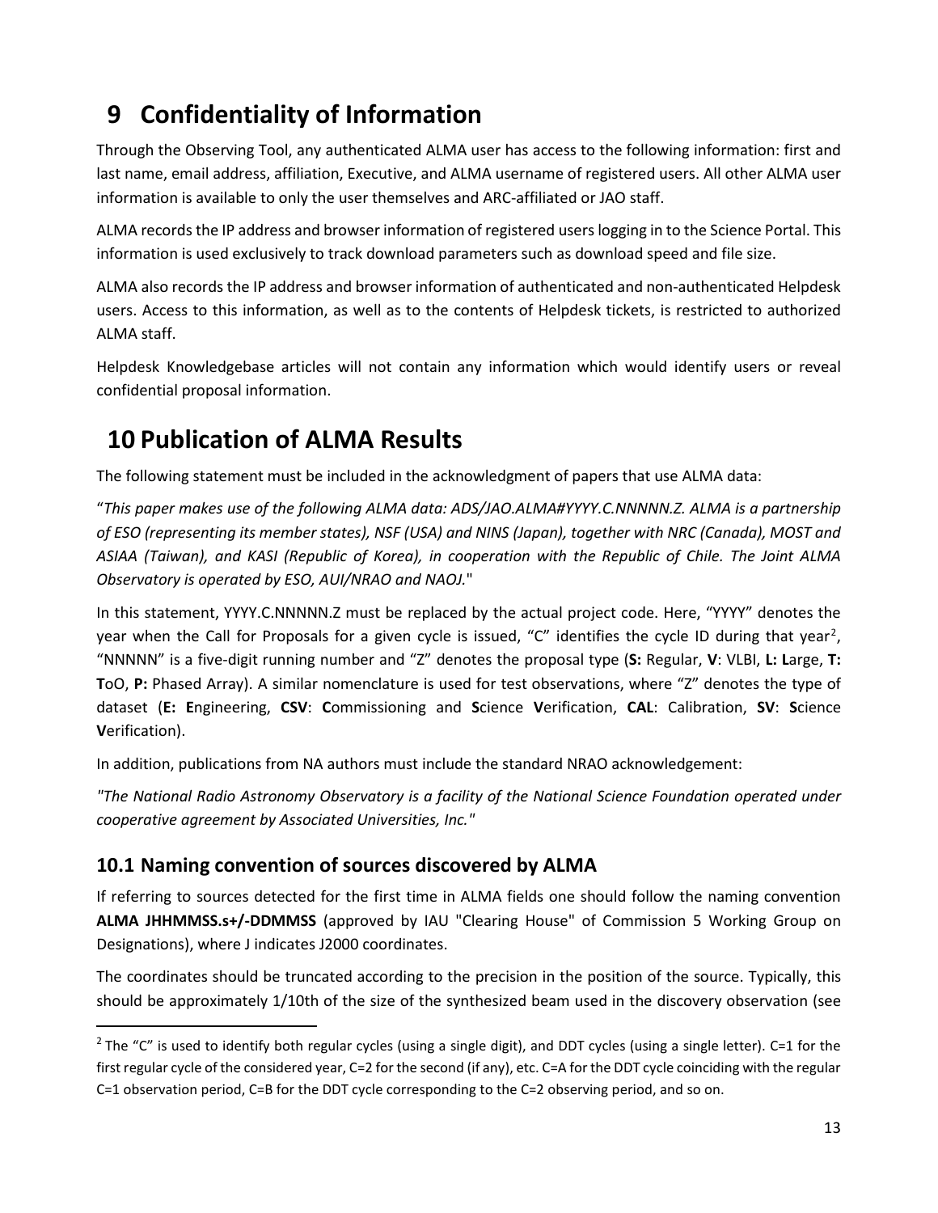# 9 Confidentiality of Information

Through the Observing Tool, any authenticated ALMA user has access to the following information: first and last name, email address, affiliation, Executive, and ALMA username of registered users. All other ALMA user information is available to only the user themselves and ARC-affiliated or JAO staff.

ALMA records the IP address and browser information of registered users logging in to the Science Portal. This information is used exclusively to track download parameters such as download speed and file size.

ALMA also records the IP address and browser information of authenticated and non-authenticated Helpdesk users. Access to this information, as well as to the contents of Helpdesk tickets, is restricted to authorized ALMA staff.

Helpdesk Knowledgebase articles will not contain any information which would identify users or reveal confidential proposal information.

# 10 Publication of ALMA Results

The following statement must be included in the acknowledgment of papers that use ALMA data:

"*This paper makes use of the following ALMA data: ADS/JAO.ALMA#YYYY.C.NNNNN.Z. ALMA is a partnership of ESO (representing its member states), NSF (USA) and NINS (Japan), together with NRC (Canada), MOST and ASIAA (Taiwan), and KASI (Republic of Korea), in cooperation with the Republic of Chile. The Joint ALMA Observatory is operated by ESO, AUI/NRAO and NAOJ.*"

In this statement, YYYY.C.NNNNN.Z must be replaced by the actual project code. Here, "YYYY" denotes the year when the Call for Proposals for a given cycle is issued, "C" identifies the cycle ID during that year[2], "NNNNN" is a five-digit running number and "Z" denotes the proposal type (**S:** Regular, **V**: VLBI, **L: L**arge, **T: T**oO, **P:** Phased Array). A similar nomenclature is used for test observations, where "Z" denotes the type of dataset (**E: E**ngineering, **CSV**: **C**ommissioning and **S**cience **V**erification, **CAL**: Calibration, **SV**: **S**cience **V**erification).

In addition, publications from NA authors must include the standard NRAO acknowledgement:

*"The National Radio Astronomy Observatory is a facility of the National Science Foundation operated under cooperative agreement by Associated Universities, Inc."*

## 10.1 Naming convention of sources discovered by ALMA

If referring to sources detected for the first time in ALMA fields one should follow the naming convention **ALMA JHHMMSS.s+/-DDMMSS** (approved by IAU "Clearing House" of Commission 5 Working Group on Designations), where J indicates J2000 coordinates.

The coordinates should be truncated according to the precision in the position of the source. Typically, this should be approximately 1/10th of the size of the synthesized beam used in the discovery observation (see

---

[2] The "C" is used to identify both regular cycles (using a single digit), and DDT cycles (using a single letter). C=1 for the first regular cycle of the considered year, C=2 for the second (if any), etc. C=A for the DDT cycle coinciding with the regular C=1 observation period, C=B for the DDT cycle corresponding to the C=2 observing period, and so on.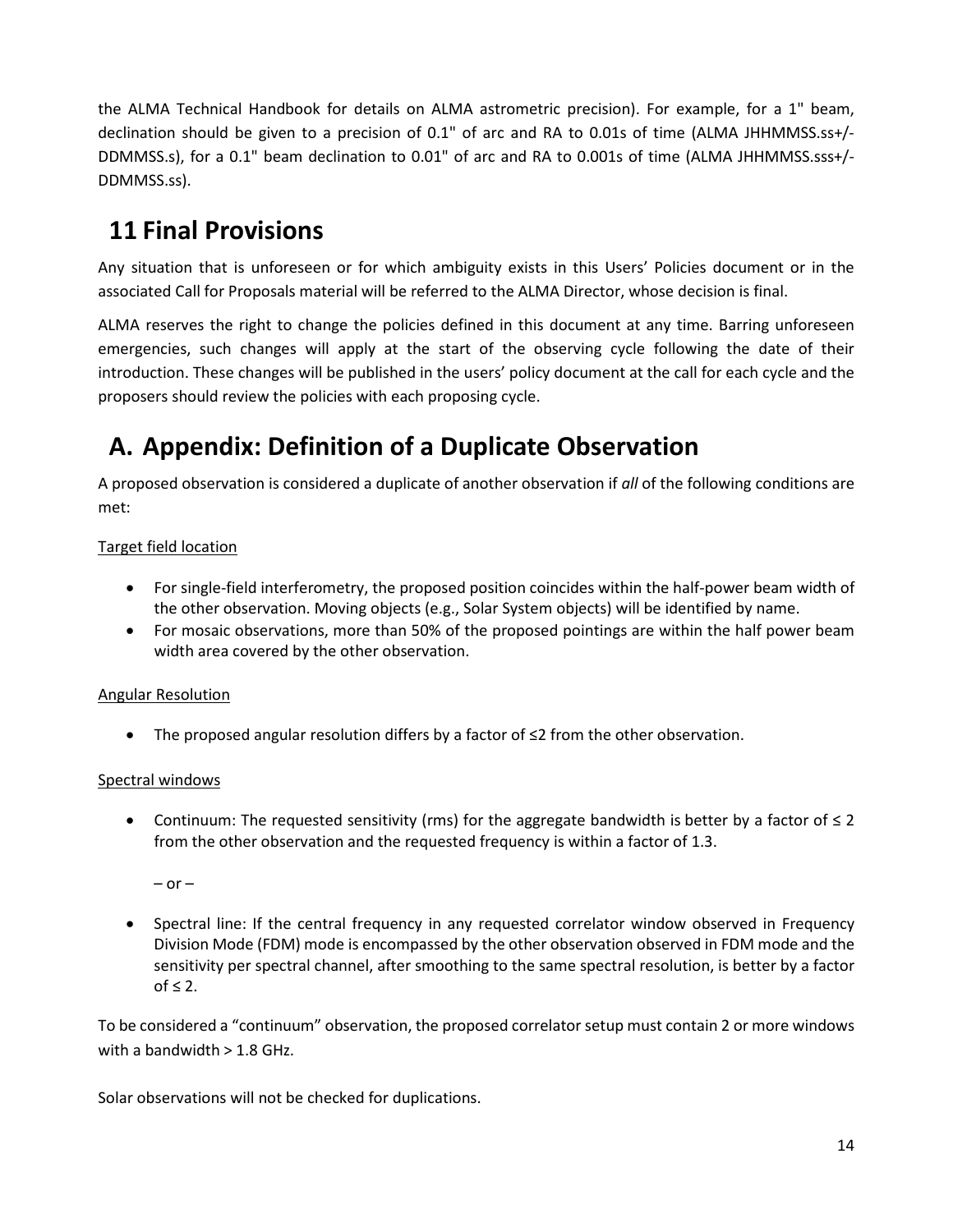the ALMA Technical Handbook for details on ALMA astrometric precision). For example, for a 1" beam, declination should be given to a precision of 0.1" of arc and RA to 0.01s of time (ALMA JHHMMSS.ss+/-DDMMSS.s), for a 0.1" beam declination to 0.01" of arc and RA to 0.001s of time (ALMA JHHMMSS.sss+/-DDMMSS.ss).

# 11 Final Provisions

Any situation that is unforeseen or for which ambiguity exists in this Users' Policies document or in the associated Call for Proposals material will be referred to the ALMA Director, whose decision is final.

ALMA reserves the right to change the policies defined in this document at any time. Barring unforeseen emergencies, such changes will apply at the start of the observing cycle following the date of their introduction. These changes will be published in the users' policy document at the call for each cycle and the proposers should review the policies with each proposing cycle.

# A. Appendix: Definition of a Duplicate Observation

A proposed observation is considered a duplicate of another observation if *all* of the following conditions are met:

Target field location

- For single-field interferometry, the proposed position coincides within the half-power beam width of the other observation. Moving objects (e.g., Solar System objects) will be identified by name.
- For mosaic observations, more than 50% of the proposed pointings are within the half power beam width area covered by the other observation.

Angular Resolution

- The proposed angular resolution differs by a factor of ≤2 from the other observation.

Spectral windows

- Continuum: The requested sensitivity (rms) for the aggregate bandwidth is better by a factor of ≤ 2 from the other observation and the requested frequency is within a factor of 1.3.

  – or –

- Spectral line: If the central frequency in any requested correlator window observed in Frequency Division Mode (FDM) mode is encompassed by the other observation observed in FDM mode and the sensitivity per spectral channel, after smoothing to the same spectral resolution, is better by a factor of ≤ 2.

To be considered a "continuum" observation, the proposed correlator setup must contain 2 or more windows with a bandwidth > 1.8 GHz.

Solar observations will not be checked for duplications.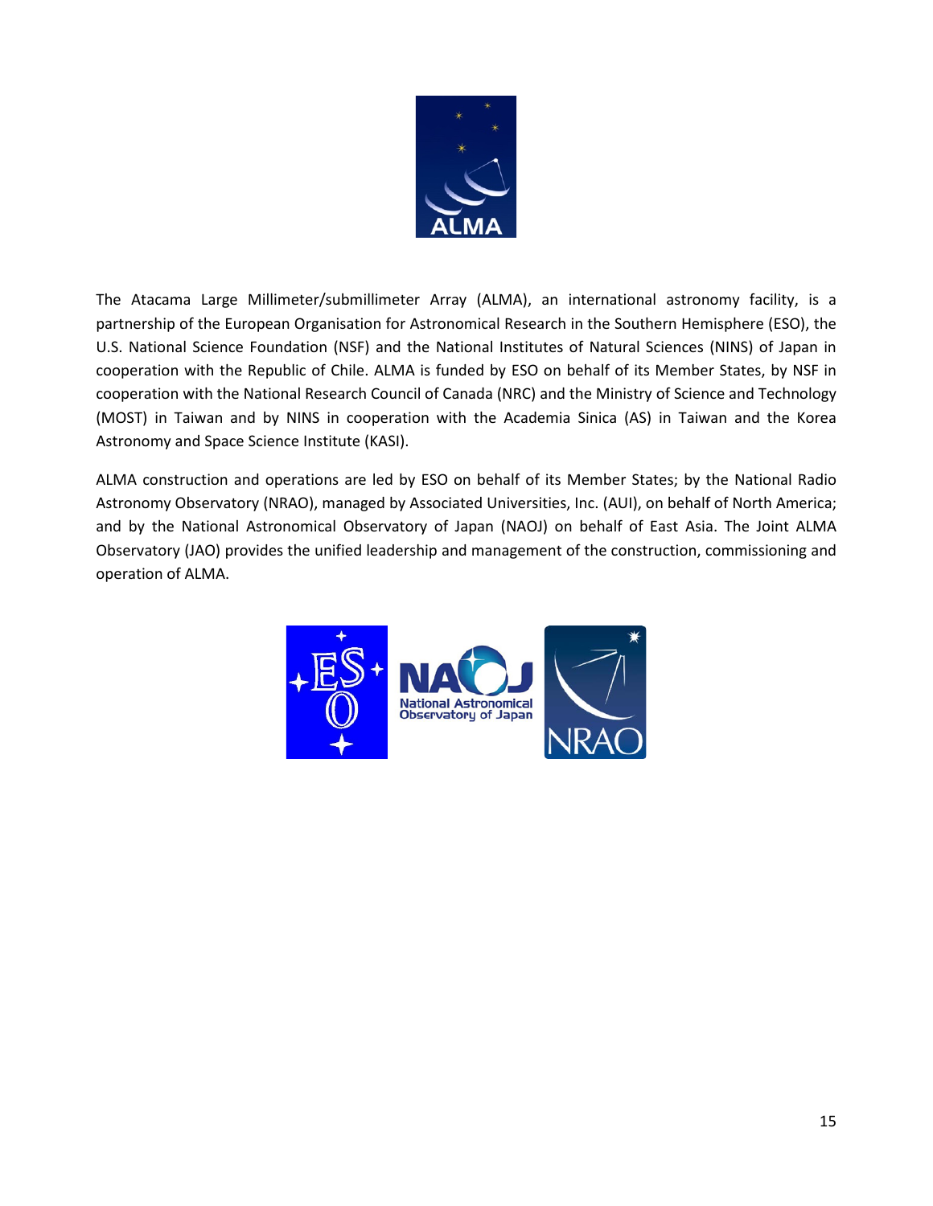The Atacama Large Millimeter/submillimeter Array (ALMA), an international astronomy facility, is a partnership of the European Organisation for Astronomical Research in the Southern Hemisphere (ESO), the U.S. National Science Foundation (NSF) and the National Institutes of Natural Sciences (NINS) of Japan in cooperation with the Republic of Chile. ALMA is funded by ESO on behalf of its Member States, by NSF in cooperation with the National Research Council of Canada (NRC) and the Ministry of Science and Technology (MOST) in Taiwan and by NINS in cooperation with the Academia Sinica (AS) in Taiwan and the Korea Astronomy and Space Science Institute (KASI).

ALMA construction and operations are led by ESO on behalf of its Member States; by the National Radio Astronomy Observatory (NRAO), managed by Associated Universities, Inc. (AUI), on behalf of North America; and by the National Astronomical Observatory of Japan (NAOJ) on behalf of East Asia. The Joint ALMA Observatory (JAO) provides the unified leadership and management of the construction, commissioning and operation of ALMA.